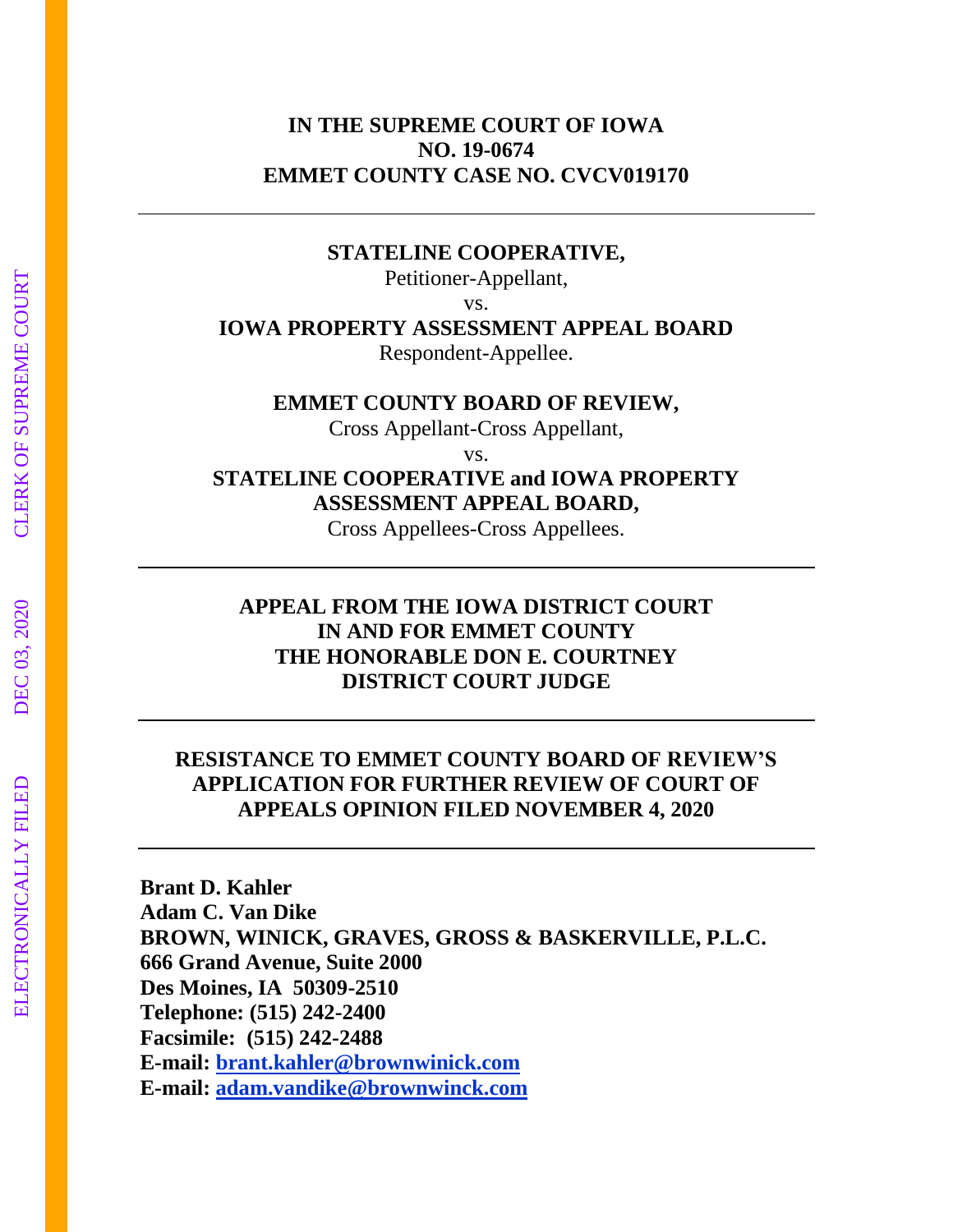**IN THE SUPREME COURT OF IOWA**
**NO. 19-0674**
**EMMET COUNTY CASE NO. CVCV019170**

---

**STATELINE COOPERATIVE,**
Petitioner-Appellant,
vs.
**IOWA PROPERTY ASSESSMENT APPEAL BOARD**
Respondent-Appellee.

**EMMET COUNTY BOARD OF REVIEW,**
Cross Appellant-Cross Appellant,
vs.
**STATELINE COOPERATIVE and IOWA PROPERTY ASSESSMENT APPEAL BOARD,**
Cross Appellees-Cross Appellees.

---

**APPEAL FROM THE IOWA DISTRICT COURT**
**IN AND FOR EMMET COUNTY**
**THE HONORABLE DON E. COURTNEY**
**DISTRICT COURT JUDGE**

---

**RESISTANCE TO EMMET COUNTY BOARD OF REVIEW'S APPLICATION FOR FURTHER REVIEW OF COURT OF APPEALS OPINION FILED NOVEMBER 4, 2020**

---

**Brant D. Kahler**
**Adam C. Van Dike**
**BROWN, WINICK, GRAVES, GROSS & BASKERVILLE, P.L.C.**
**666 Grand Avenue, Suite 2000**
**Des Moines, IA 50309-2510**
**Telephone: (515) 242-2400**
**Facsimile: (515) 242-2488**
**E-mail: brant.kahler@brownwinick.com**
**E-mail: adam.vandike@brownwinck.com**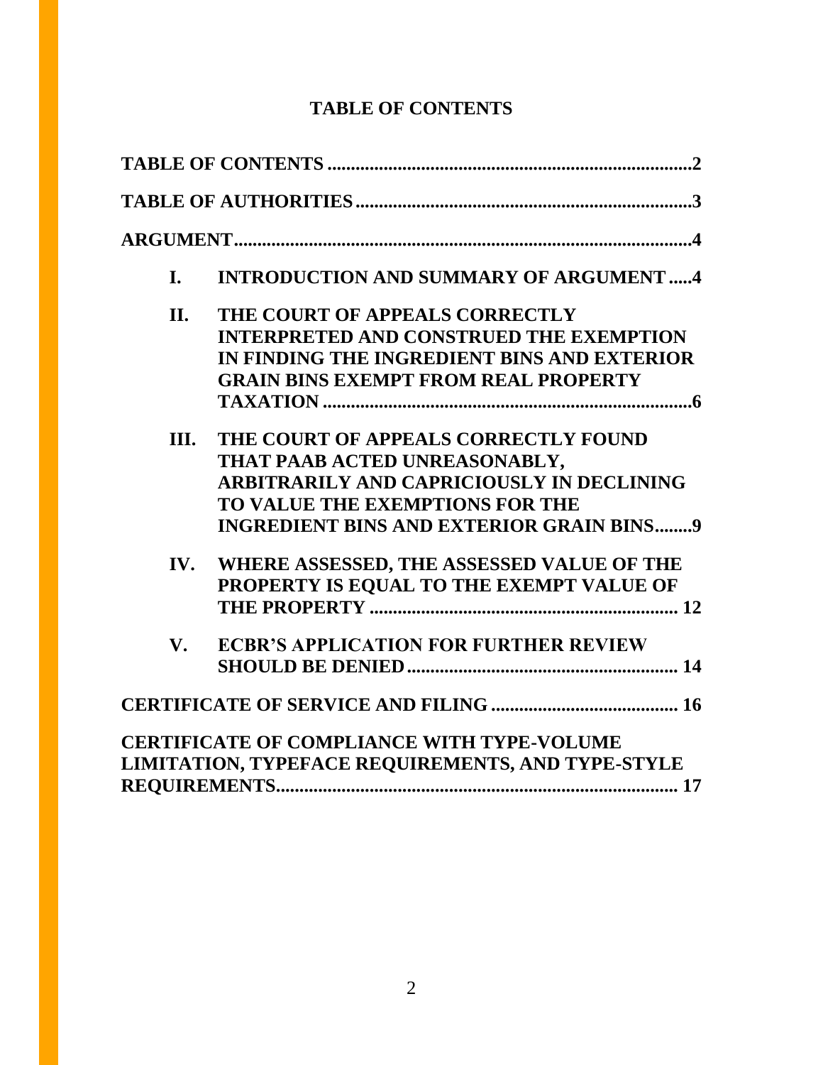## TABLE OF CONTENTS

**TABLE OF CONTENTS** .......... **2**

**TABLE OF AUTHORITIES** .......... **3**

**ARGUMENT** .......... **4**

- **I. INTRODUCTION AND SUMMARY OF ARGUMENT** .......... **4**
- **II. THE COURT OF APPEALS CORRECTLY INTERPRETED AND CONSTRUED THE EXEMPTION IN FINDING THE INGREDIENT BINS AND EXTERIOR GRAIN BINS EXEMPT FROM REAL PROPERTY TAXATION** .......... **6**
- **III. THE COURT OF APPEALS CORRECTLY FOUND THAT PAAB ACTED UNREASONABLY, ARBITRARILY AND CAPRICIOUSLY IN DECLINING TO VALUE THE EXEMPTIONS FOR THE INGREDIENT BINS AND EXTERIOR GRAIN BINS** .......... **9**
- **IV. WHERE ASSESSED, THE ASSESSED VALUE OF THE PROPERTY IS EQUAL TO THE EXEMPT VALUE OF THE PROPERTY** .......... **12**
- **V. ECBR'S APPLICATION FOR FURTHER REVIEW SHOULD BE DENIED** .......... **14**

**CERTIFICATE OF SERVICE AND FILING** .......... **16**

**CERTIFICATE OF COMPLIANCE WITH TYPE-VOLUME LIMITATION, TYPEFACE REQUIREMENTS, AND TYPE-STYLE REQUIREMENTS** .......... **17**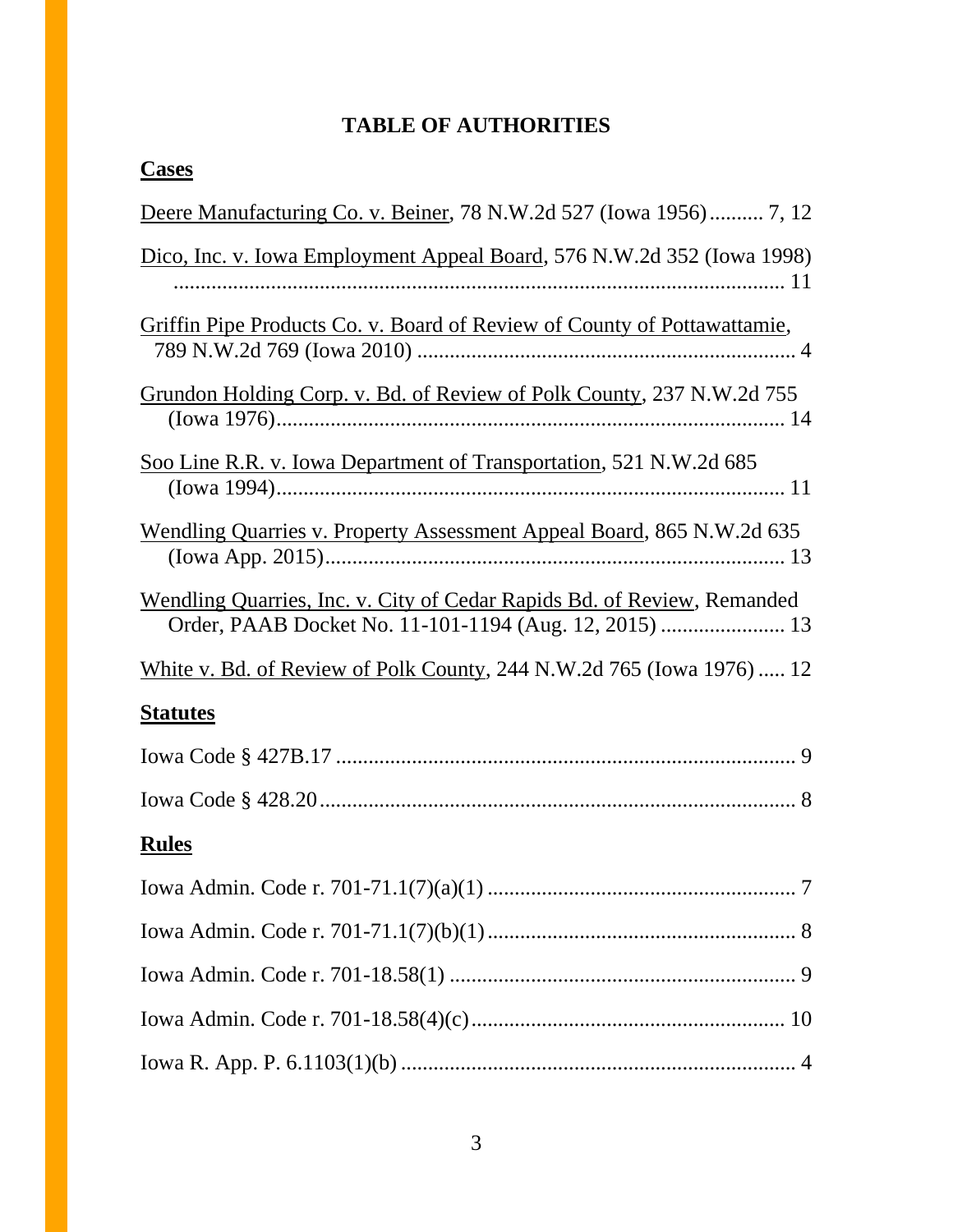# TABLE OF AUTHORITIES

## Cases

Deere Manufacturing Co. v. Beiner, 78 N.W.2d 527 (Iowa 1956) .......... 7, 12

Dico, Inc. v. Iowa Employment Appeal Board, 576 N.W.2d 352 (Iowa 1998) .................................................................................................... 11

Griffin Pipe Products Co. v. Board of Review of County of Pottawattamie, 789 N.W.2d 769 (Iowa 2010) ...................................................................... 4

Grundon Holding Corp. v. Bd. of Review of Polk County, 237 N.W.2d 755 (Iowa 1976)............................................................................................... 14

Soo Line R.R. v. Iowa Department of Transportation, 521 N.W.2d 685 (Iowa 1994)............................................................................................... 11

Wendling Quarries v. Property Assessment Appeal Board, 865 N.W.2d 635 (Iowa App. 2015)..................................................................................... 13

Wendling Quarries, Inc. v. City of Cedar Rapids Bd. of Review, Remanded Order, PAAB Docket No. 11-101-1194 (Aug. 12, 2015) ....................... 13

White v. Bd. of Review of Polk County, 244 N.W.2d 765 (Iowa 1976) ..... 12

## Statutes

Iowa Code § 427B.17 ..................................................................................... 9

Iowa Code § 428.20........................................................................................ 8

## Rules

Iowa Admin. Code r. 701-71.1(7)(a)(1) ......................................................... 7

Iowa Admin. Code r. 701-71.1(7)(b)(1) ......................................................... 8

Iowa Admin. Code r. 701-18.58(1) ................................................................ 9

Iowa Admin. Code r. 701-18.58(4)(c).......................................................... 10

Iowa R. App. P. 6.1103(1)(b) ......................................................................... 4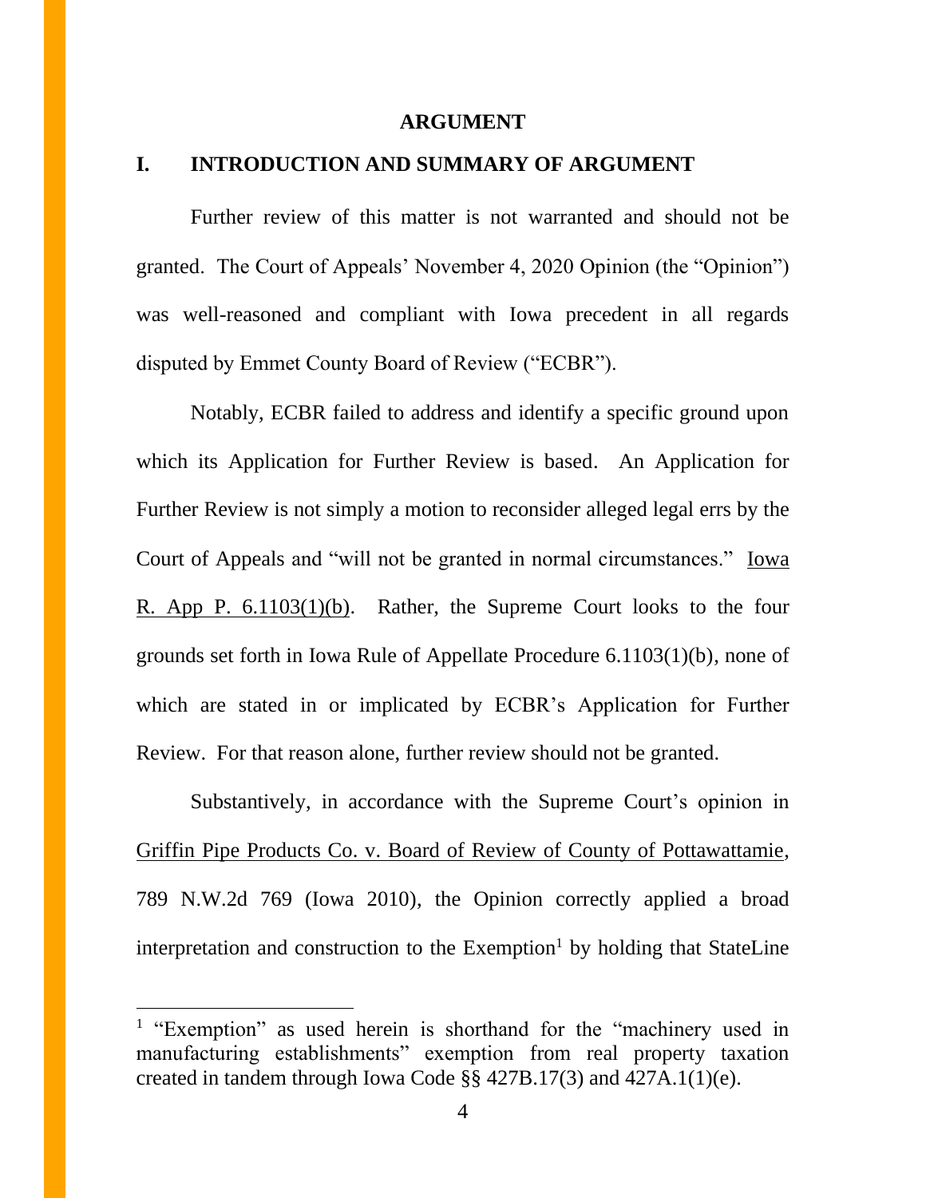## ARGUMENT

## I. INTRODUCTION AND SUMMARY OF ARGUMENT

Further review of this matter is not warranted and should not be granted. The Court of Appeals' November 4, 2020 Opinion (the "Opinion") was well-reasoned and compliant with Iowa precedent in all regards disputed by Emmet County Board of Review ("ECBR").

Notably, ECBR failed to address and identify a specific ground upon which its Application for Further Review is based. An Application for Further Review is not simply a motion to reconsider alleged legal errs by the Court of Appeals and "will not be granted in normal circumstances." Iowa R. App P. 6.1103(1)(b). Rather, the Supreme Court looks to the four grounds set forth in Iowa Rule of Appellate Procedure 6.1103(1)(b), none of which are stated in or implicated by ECBR's Application for Further Review. For that reason alone, further review should not be granted.

Substantively, in accordance with the Supreme Court's opinion in Griffin Pipe Products Co. v. Board of Review of County of Pottawattamie, 789 N.W.2d 769 (Iowa 2010), the Opinion correctly applied a broad interpretation and construction to the Exemption[1] by holding that StateLine

[1] "Exemption" as used herein is shorthand for the "machinery used in manufacturing establishments" exemption from real property taxation created in tandem through Iowa Code §§ 427B.17(3) and 427A.1(1)(e).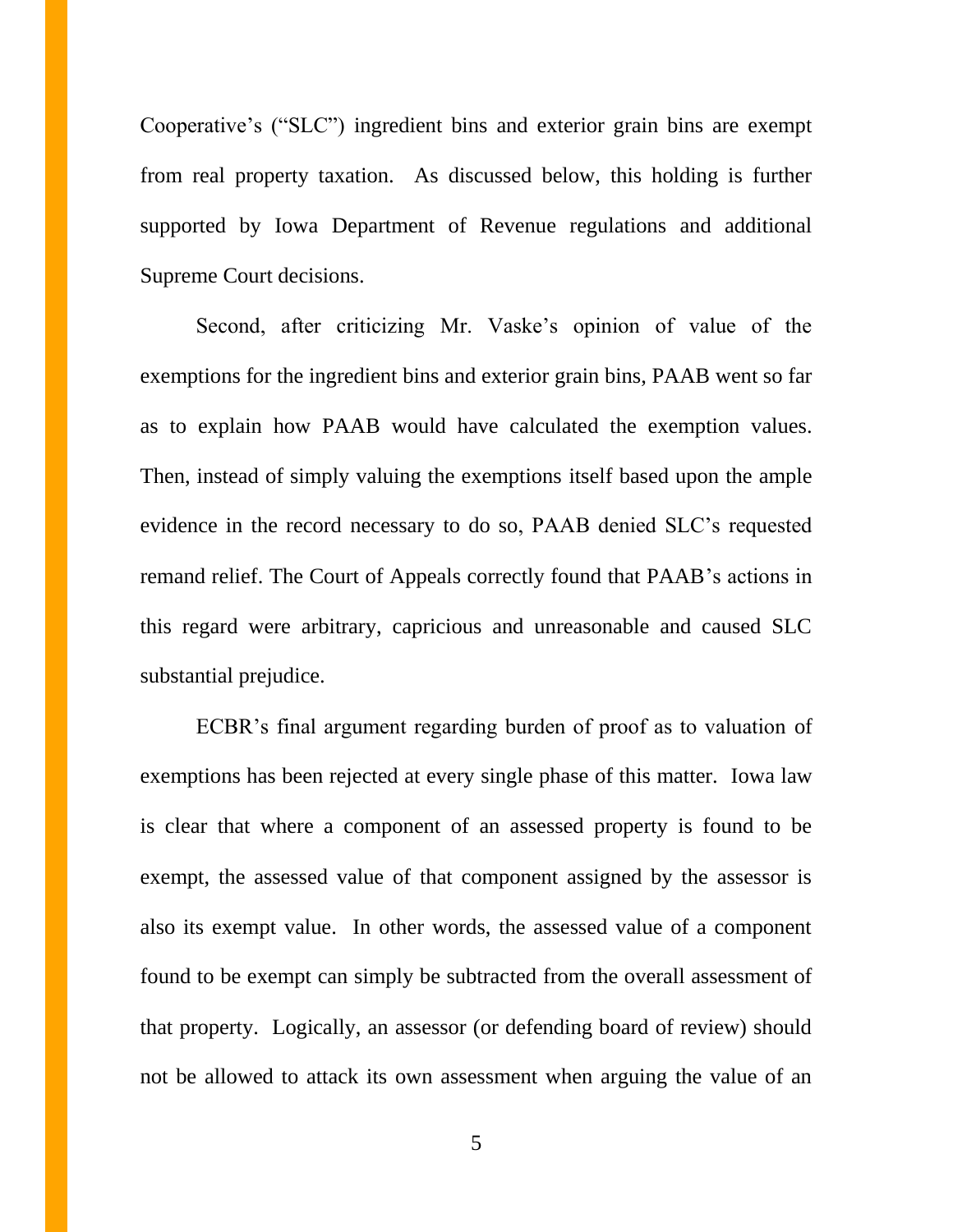Cooperative's ("SLC") ingredient bins and exterior grain bins are exempt from real property taxation. As discussed below, this holding is further supported by Iowa Department of Revenue regulations and additional Supreme Court decisions.

Second, after criticizing Mr. Vaske's opinion of value of the exemptions for the ingredient bins and exterior grain bins, PAAB went so far as to explain how PAAB would have calculated the exemption values. Then, instead of simply valuing the exemptions itself based upon the ample evidence in the record necessary to do so, PAAB denied SLC's requested remand relief. The Court of Appeals correctly found that PAAB's actions in this regard were arbitrary, capricious and unreasonable and caused SLC substantial prejudice.

ECBR's final argument regarding burden of proof as to valuation of exemptions has been rejected at every single phase of this matter. Iowa law is clear that where a component of an assessed property is found to be exempt, the assessed value of that component assigned by the assessor is also its exempt value. In other words, the assessed value of a component found to be exempt can simply be subtracted from the overall assessment of that property. Logically, an assessor (or defending board of review) should not be allowed to attack its own assessment when arguing the value of an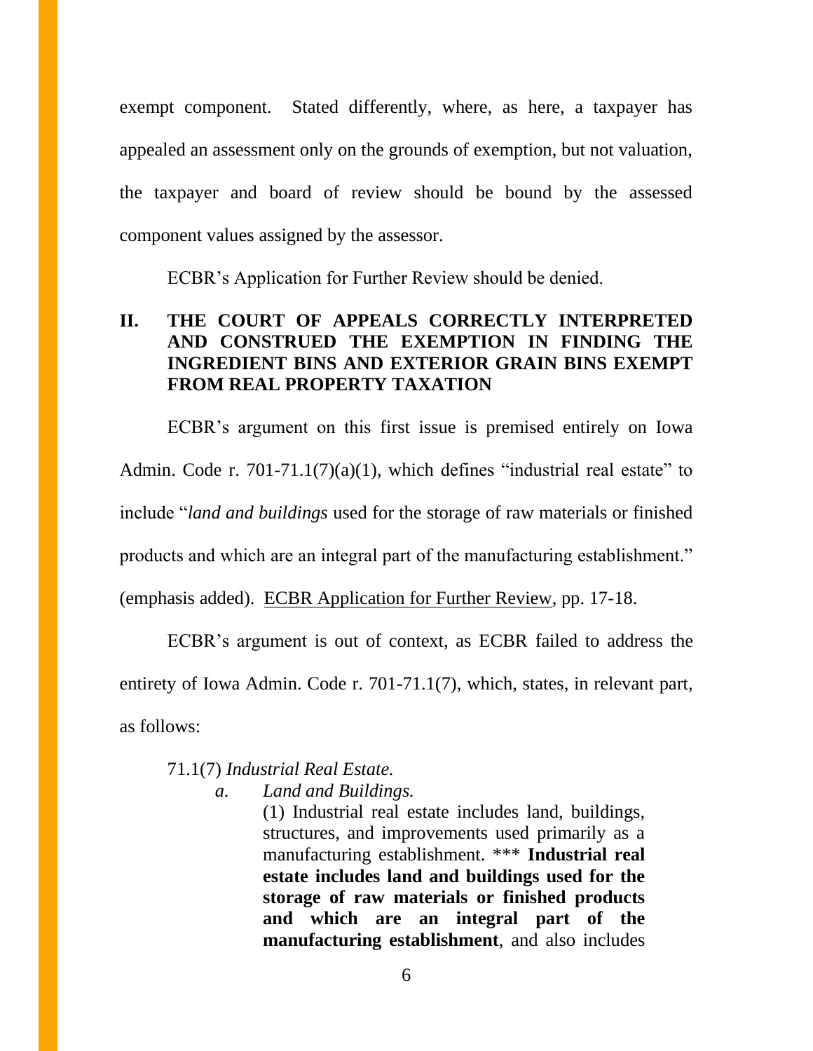exempt component. Stated differently, where, as here, a taxpayer has appealed an assessment only on the grounds of exemption, but not valuation, the taxpayer and board of review should be bound by the assessed component values assigned by the assessor.

ECBR's Application for Further Review should be denied.

## II. THE COURT OF APPEALS CORRECTLY INTERPRETED AND CONSTRUED THE EXEMPTION IN FINDING THE INGREDIENT BINS AND EXTERIOR GRAIN BINS EXEMPT FROM REAL PROPERTY TAXATION

ECBR's argument on this first issue is premised entirely on Iowa Admin. Code r. 701-71.1(7)(a)(1), which defines "industrial real estate" to include "*land and buildings* used for the storage of raw materials or finished products and which are an integral part of the manufacturing establishment." (emphasis added). ECBR Application for Further Review, pp. 17-18.

ECBR's argument is out of context, as ECBR failed to address the entirety of Iowa Admin. Code r. 701-71.1(7), which, states, in relevant part, as follows:

> 71.1(7) *Industrial Real Estate.*
>
> *a.* *Land and Buildings.*
>
> (1) Industrial real estate includes land, buildings, structures, and improvements used primarily as a manufacturing establishment. *** **Industrial real estate includes land and buildings used for the storage of raw materials or finished products and which are an integral part of the manufacturing establishment**, and also includes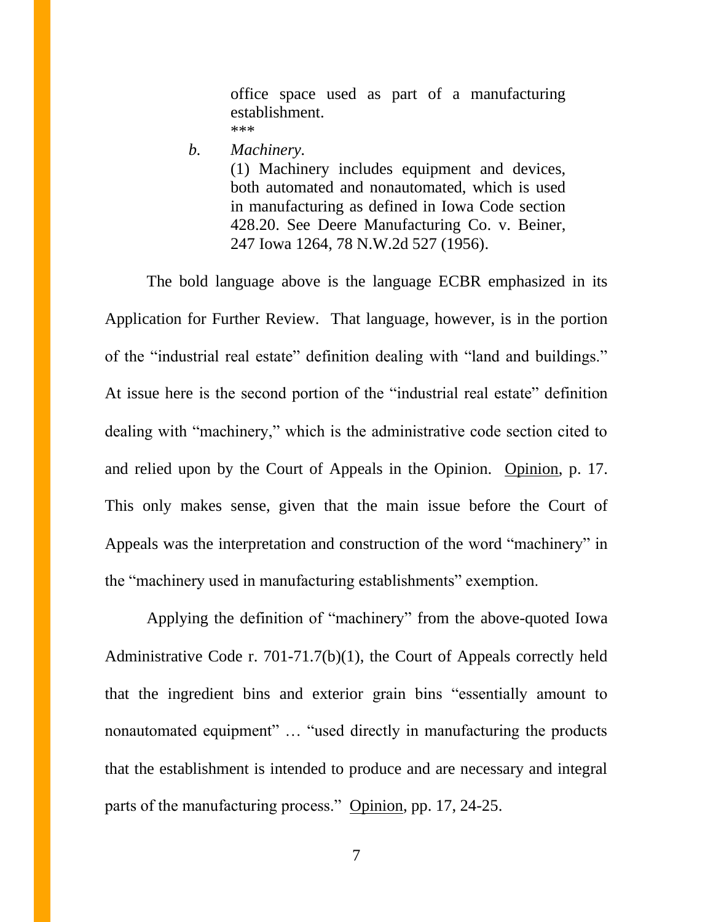> office space used as part of a manufacturing establishment.
>
> \*\*\*
>
> *b. Machinery.*
>
> (1) Machinery includes equipment and devices, both automated and nonautomated, which is used in manufacturing as defined in Iowa Code section 428.20. See Deere Manufacturing Co. v. Beiner, 247 Iowa 1264, 78 N.W.2d 527 (1956).

The bold language above is the language ECBR emphasized in its Application for Further Review. That language, however, is in the portion of the "industrial real estate" definition dealing with "land and buildings." At issue here is the second portion of the "industrial real estate" definition dealing with "machinery," which is the administrative code section cited to and relied upon by the Court of Appeals in the Opinion. Opinion, p. 17. This only makes sense, given that the main issue before the Court of Appeals was the interpretation and construction of the word "machinery" in the "machinery used in manufacturing establishments" exemption.

Applying the definition of "machinery" from the above-quoted Iowa Administrative Code r. 701-71.7(b)(1), the Court of Appeals correctly held that the ingredient bins and exterior grain bins "essentially amount to nonautomated equipment" … "used directly in manufacturing the products that the establishment is intended to produce and are necessary and integral parts of the manufacturing process." Opinion, pp. 17, 24-25.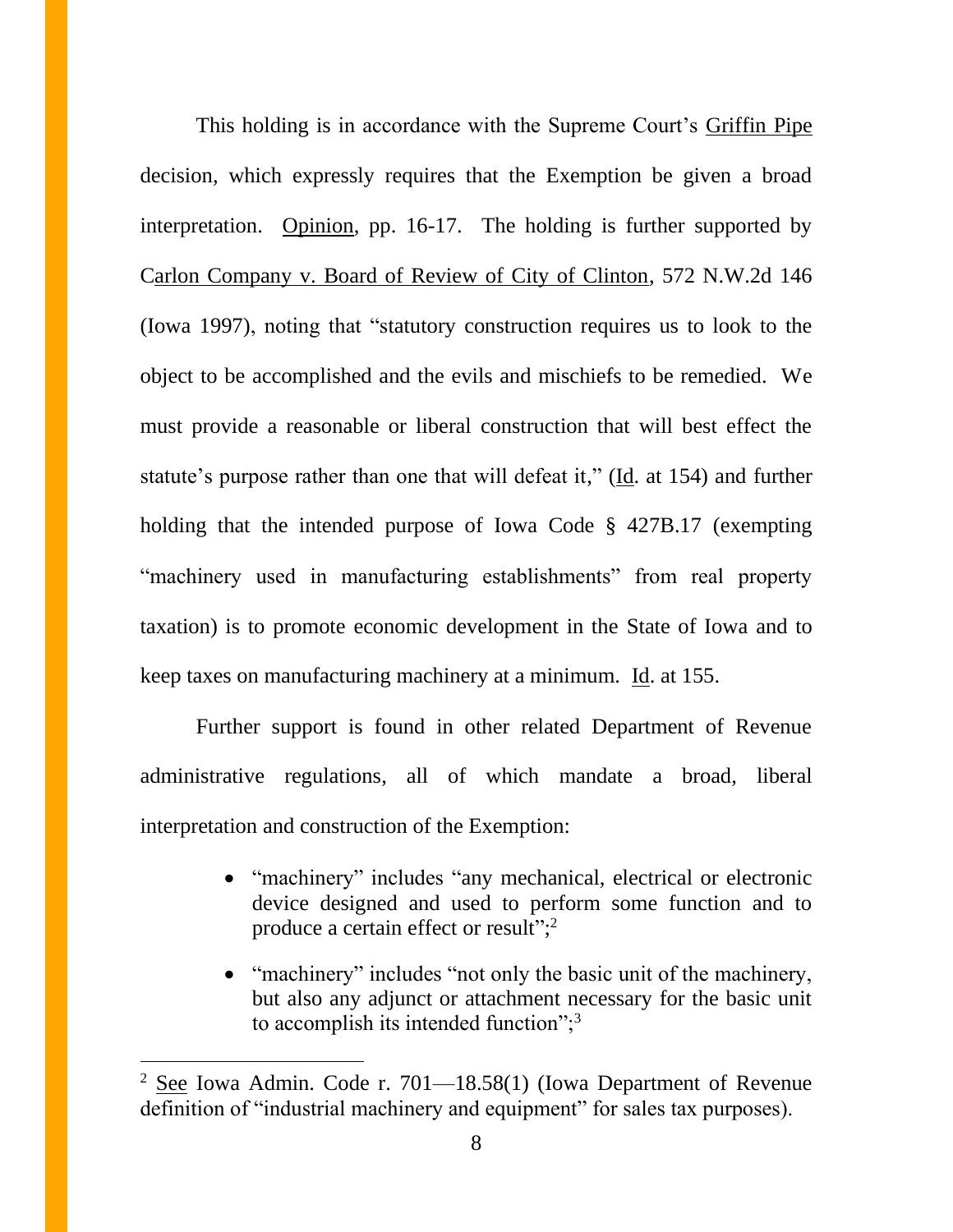This holding is in accordance with the Supreme Court's Griffin Pipe decision, which expressly requires that the Exemption be given a broad interpretation. Opinion, pp. 16-17. The holding is further supported by Carlon Company v. Board of Review of City of Clinton, 572 N.W.2d 146 (Iowa 1997), noting that "statutory construction requires us to look to the object to be accomplished and the evils and mischiefs to be remedied. We must provide a reasonable or liberal construction that will best effect the statute's purpose rather than one that will defeat it," (Id. at 154) and further holding that the intended purpose of Iowa Code § 427B.17 (exempting "machinery used in manufacturing establishments" from real property taxation) is to promote economic development in the State of Iowa and to keep taxes on manufacturing machinery at a minimum. Id. at 155.

Further support is found in other related Department of Revenue administrative regulations, all of which mandate a broad, liberal interpretation and construction of the Exemption:

- "machinery" includes "any mechanical, electrical or electronic device designed and used to perform some function and to produce a certain effect or result";[2]
- "machinery" includes "not only the basic unit of the machinery, but also any adjunct or attachment necessary for the basic unit to accomplish its intended function";[3]

---

[2] See Iowa Admin. Code r. 701—18.58(1) (Iowa Department of Revenue definition of "industrial machinery and equipment" for sales tax purposes).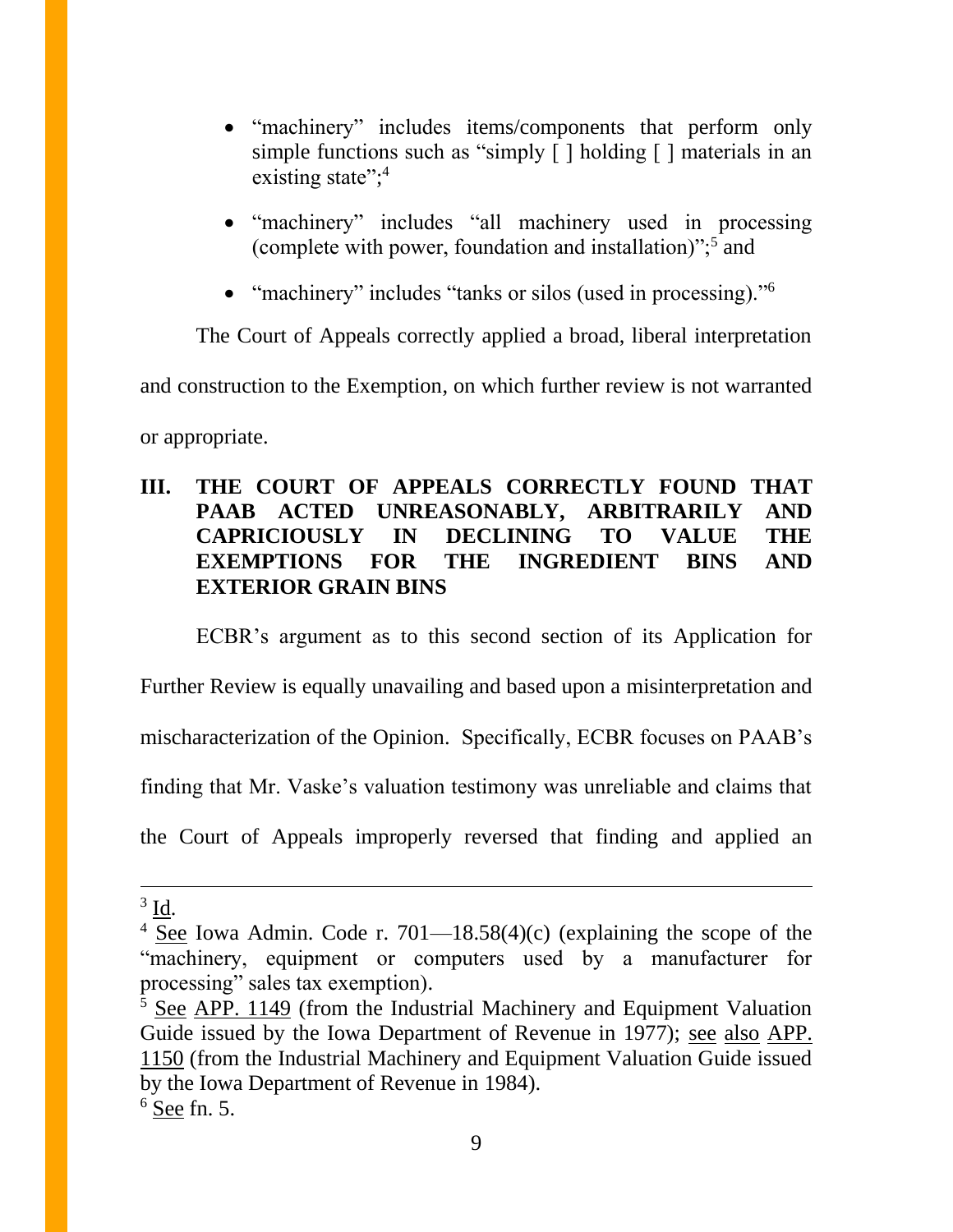- "machinery" includes items/components that perform only simple functions such as "simply [ ] holding [ ] materials in an existing state";[4]

- "machinery" includes "all machinery used in processing (complete with power, foundation and installation)";[5] and

- "machinery" includes "tanks or silos (used in processing)."[6]

The Court of Appeals correctly applied a broad, liberal interpretation and construction to the Exemption, on which further review is not warranted or appropriate.

## III. THE COURT OF APPEALS CORRECTLY FOUND THAT PAAB ACTED UNREASONABLY, ARBITRARILY AND CAPRICIOUSLY IN DECLINING TO VALUE THE EXEMPTIONS FOR THE INGREDIENT BINS AND EXTERIOR GRAIN BINS

ECBR's argument as to this second section of its Application for Further Review is equally unavailing and based upon a misinterpretation and mischaracterization of the Opinion. Specifically, ECBR focuses on PAAB's finding that Mr. Vaske's valuation testimony was unreliable and claims that the Court of Appeals improperly reversed that finding and applied an

---

[3] Id.

[4] See Iowa Admin. Code r. 701—18.58(4)(c) (explaining the scope of the "machinery, equipment or computers used by a manufacturer for processing" sales tax exemption).

[5] See APP. 1149 (from the Industrial Machinery and Equipment Valuation Guide issued by the Iowa Department of Revenue in 1977); see also APP. 1150 (from the Industrial Machinery and Equipment Valuation Guide issued by the Iowa Department of Revenue in 1984).

[6] See fn. 5.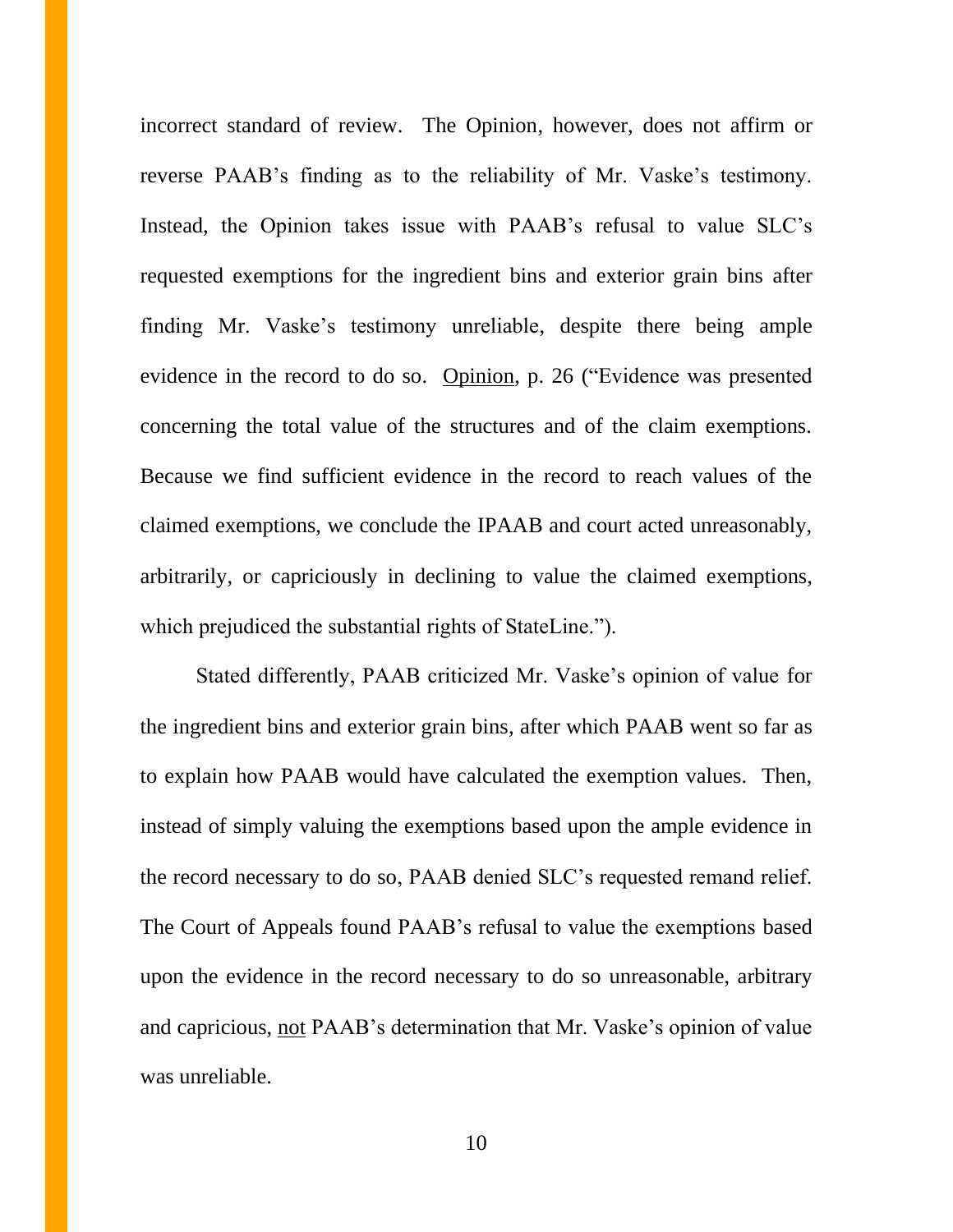incorrect standard of review. The Opinion, however, does not affirm or reverse PAAB's finding as to the reliability of Mr. Vaske's testimony. Instead, the Opinion takes issue with PAAB's refusal to value SLC's requested exemptions for the ingredient bins and exterior grain bins after finding Mr. Vaske's testimony unreliable, despite there being ample evidence in the record to do so. Opinion, p. 26 ("Evidence was presented concerning the total value of the structures and of the claim exemptions. Because we find sufficient evidence in the record to reach values of the claimed exemptions, we conclude the IPAAB and court acted unreasonably, arbitrarily, or capriciously in declining to value the claimed exemptions, which prejudiced the substantial rights of StateLine.").

Stated differently, PAAB criticized Mr. Vaske's opinion of value for the ingredient bins and exterior grain bins, after which PAAB went so far as to explain how PAAB would have calculated the exemption values. Then, instead of simply valuing the exemptions based upon the ample evidence in the record necessary to do so, PAAB denied SLC's requested remand relief. The Court of Appeals found PAAB's refusal to value the exemptions based upon the evidence in the record necessary to do so unreasonable, arbitrary and capricious, not PAAB's determination that Mr. Vaske's opinion of value was unreliable.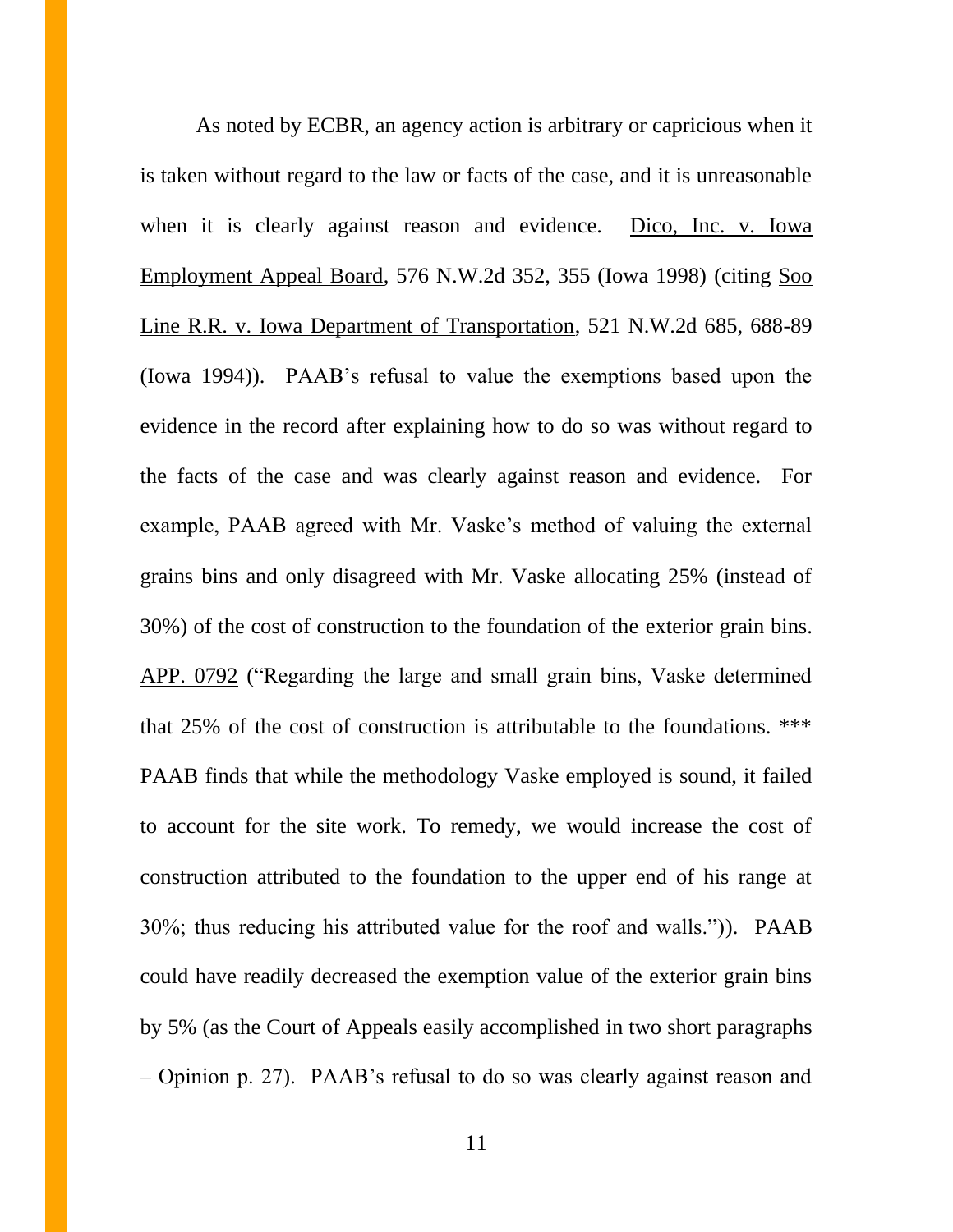As noted by ECBR, an agency action is arbitrary or capricious when it is taken without regard to the law or facts of the case, and it is unreasonable when it is clearly against reason and evidence. Dico, Inc. v. Iowa Employment Appeal Board, 576 N.W.2d 352, 355 (Iowa 1998) (citing Soo Line R.R. v. Iowa Department of Transportation, 521 N.W.2d 685, 688-89 (Iowa 1994)). PAAB's refusal to value the exemptions based upon the evidence in the record after explaining how to do so was without regard to the facts of the case and was clearly against reason and evidence. For example, PAAB agreed with Mr. Vaske's method of valuing the external grains bins and only disagreed with Mr. Vaske allocating 25% (instead of 30%) of the cost of construction to the foundation of the exterior grain bins. APP. 0792 ("Regarding the large and small grain bins, Vaske determined that 25% of the cost of construction is attributable to the foundations. *** PAAB finds that while the methodology Vaske employed is sound, it failed to account for the site work. To remedy, we would increase the cost of construction attributed to the foundation to the upper end of his range at 30%; thus reducing his attributed value for the roof and walls.")). PAAB could have readily decreased the exemption value of the exterior grain bins by 5% (as the Court of Appeals easily accomplished in two short paragraphs – Opinion p. 27). PAAB's refusal to do so was clearly against reason and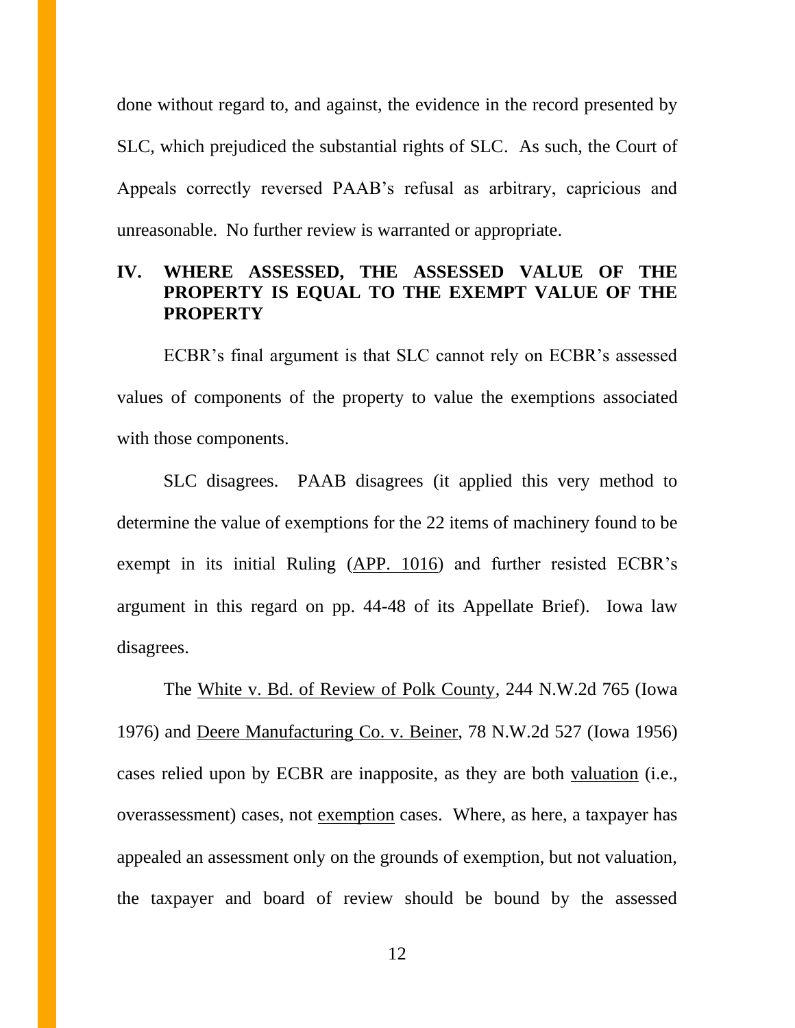done without regard to, and against, the evidence in the record presented by SLC, which prejudiced the substantial rights of SLC. As such, the Court of Appeals correctly reversed PAAB's refusal as arbitrary, capricious and unreasonable. No further review is warranted or appropriate.

## IV. WHERE ASSESSED, THE ASSESSED VALUE OF THE PROPERTY IS EQUAL TO THE EXEMPT VALUE OF THE PROPERTY

ECBR's final argument is that SLC cannot rely on ECBR's assessed values of components of the property to value the exemptions associated with those components.

SLC disagrees. PAAB disagrees (it applied this very method to determine the value of exemptions for the 22 items of machinery found to be exempt in its initial Ruling (APP. 1016) and further resisted ECBR's argument in this regard on pp. 44-48 of its Appellate Brief). Iowa law disagrees.

The White v. Bd. of Review of Polk County, 244 N.W.2d 765 (Iowa 1976) and Deere Manufacturing Co. v. Beiner, 78 N.W.2d 527 (Iowa 1956) cases relied upon by ECBR are inapposite, as they are both valuation (i.e., overassessment) cases, not exemption cases. Where, as here, a taxpayer has appealed an assessment only on the grounds of exemption, but not valuation, the taxpayer and board of review should be bound by the assessed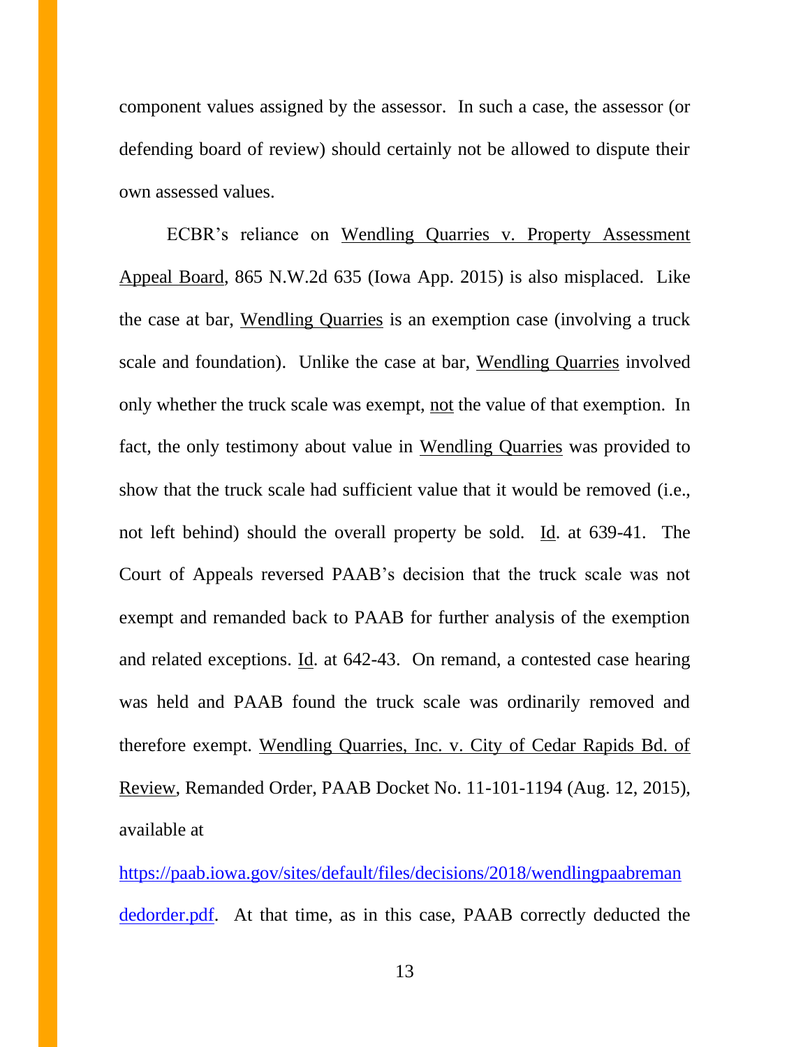component values assigned by the assessor. In such a case, the assessor (or defending board of review) should certainly not be allowed to dispute their own assessed values.

ECBR's reliance on Wendling Quarries v. Property Assessment Appeal Board, 865 N.W.2d 635 (Iowa App. 2015) is also misplaced. Like the case at bar, Wendling Quarries is an exemption case (involving a truck scale and foundation). Unlike the case at bar, Wendling Quarries involved only whether the truck scale was exempt, not the value of that exemption. In fact, the only testimony about value in Wendling Quarries was provided to show that the truck scale had sufficient value that it would be removed (i.e., not left behind) should the overall property be sold. Id. at 639-41. The Court of Appeals reversed PAAB's decision that the truck scale was not exempt and remanded back to PAAB for further analysis of the exemption and related exceptions. Id. at 642-43. On remand, a contested case hearing was held and PAAB found the truck scale was ordinarily removed and therefore exempt. Wendling Quarries, Inc. v. City of Cedar Rapids Bd. of Review, Remanded Order, PAAB Docket No. 11-101-1194 (Aug. 12, 2015), available at

https://paab.iowa.gov/sites/default/files/decisions/2018/wendlingpaabremandedorder.pdf. At that time, as in this case, PAAB correctly deducted the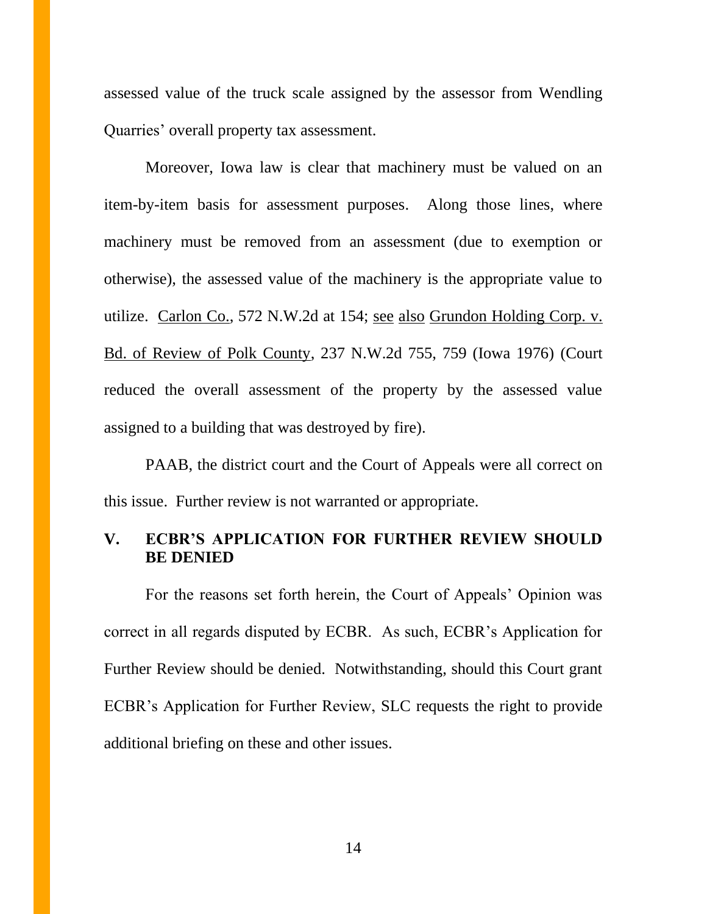assessed value of the truck scale assigned by the assessor from Wendling Quarries' overall property tax assessment.

Moreover, Iowa law is clear that machinery must be valued on an item-by-item basis for assessment purposes. Along those lines, where machinery must be removed from an assessment (due to exemption or otherwise), the assessed value of the machinery is the appropriate value to utilize. Carlon Co., 572 N.W.2d at 154; see also Grundon Holding Corp. v. Bd. of Review of Polk County, 237 N.W.2d 755, 759 (Iowa 1976) (Court reduced the overall assessment of the property by the assessed value assigned to a building that was destroyed by fire).

PAAB, the district court and the Court of Appeals were all correct on this issue. Further review is not warranted or appropriate.

## V. ECBR'S APPLICATION FOR FURTHER REVIEW SHOULD BE DENIED

For the reasons set forth herein, the Court of Appeals' Opinion was correct in all regards disputed by ECBR. As such, ECBR's Application for Further Review should be denied. Notwithstanding, should this Court grant ECBR's Application for Further Review, SLC requests the right to provide additional briefing on these and other issues.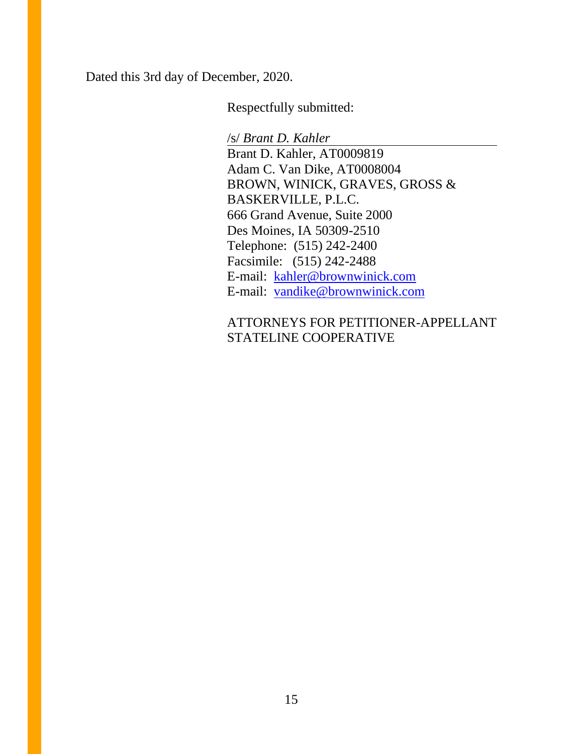Dated this 3rd day of December, 2020.

Respectfully submitted:

/s/ *Brant D. Kahler*
Brant D. Kahler, AT0009819
Adam C. Van Dike, AT0008004
BROWN, WINICK, GRAVES, GROSS &
BASKERVILLE, P.L.C.
666 Grand Avenue, Suite 2000
Des Moines, IA 50309-2510
Telephone: (515) 242-2400
Facsimile: (515) 242-2488
E-mail: kahler@brownwinick.com
E-mail: vandike@brownwinick.com

ATTORNEYS FOR PETITIONER-APPELLANT
STATELINE COOPERATIVE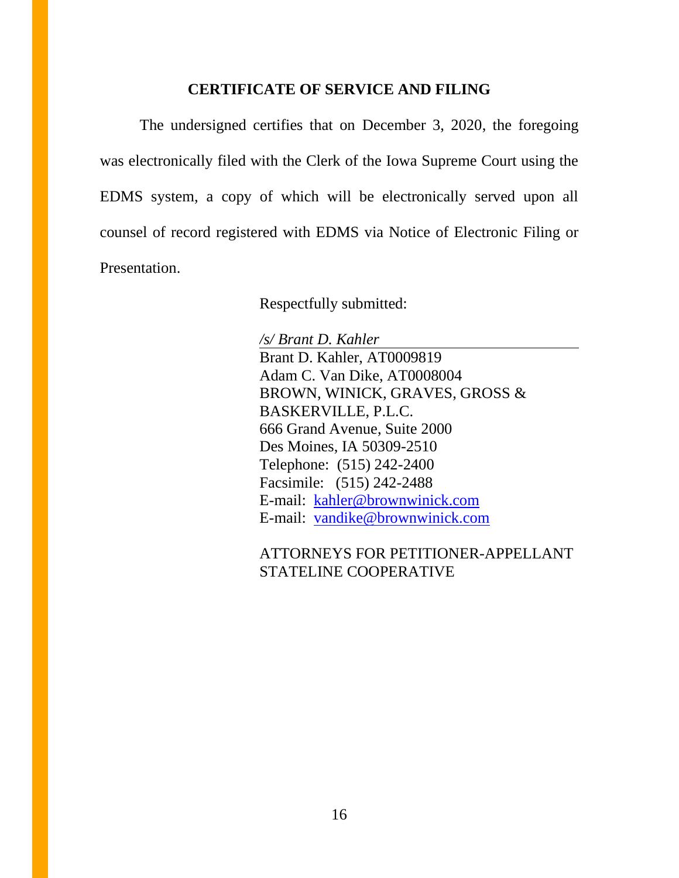## CERTIFICATE OF SERVICE AND FILING

The undersigned certifies that on December 3, 2020, the foregoing was electronically filed with the Clerk of the Iowa Supreme Court using the EDMS system, a copy of which will be electronically served upon all counsel of record registered with EDMS via Notice of Electronic Filing or Presentation.

Respectfully submitted:

*/s/ Brant D. Kahler*
Brant D. Kahler, AT0009819
Adam C. Van Dike, AT0008004
BROWN, WINICK, GRAVES, GROSS & BASKERVILLE, P.L.C.
666 Grand Avenue, Suite 2000
Des Moines, IA 50309-2510
Telephone: (515) 242-2400
Facsimile: (515) 242-2488
E-mail: kahler@brownwinick.com
E-mail: vandike@brownwinick.com

ATTORNEYS FOR PETITIONER-APPELLANT STATELINE COOPERATIVE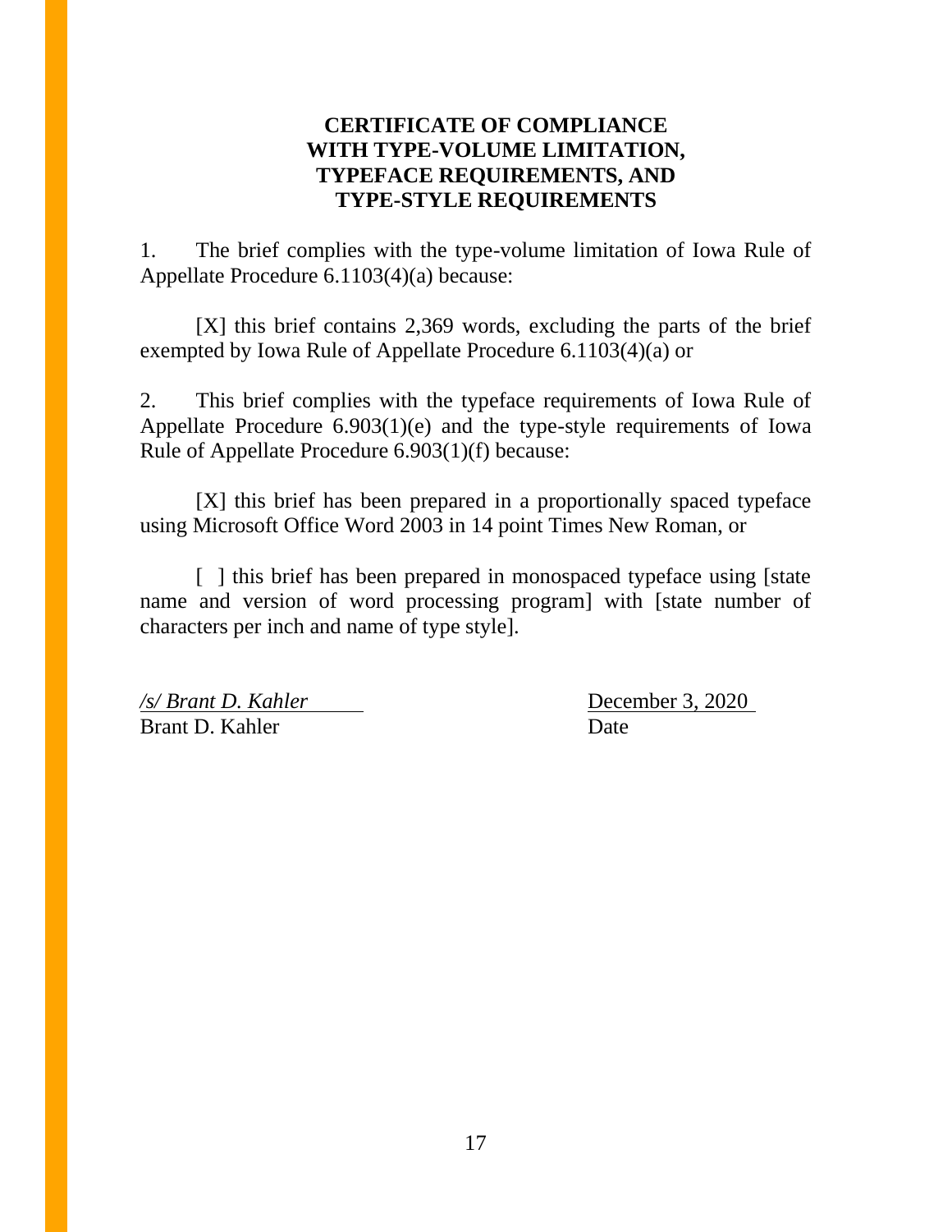**CERTIFICATE OF COMPLIANCE**
**WITH TYPE-VOLUME LIMITATION,**
**TYPEFACE REQUIREMENTS, AND**
**TYPE-STYLE REQUIREMENTS**

1. The brief complies with the type-volume limitation of Iowa Rule of Appellate Procedure 6.1103(4)(a) because:

[X] this brief contains 2,369 words, excluding the parts of the brief exempted by Iowa Rule of Appellate Procedure 6.1103(4)(a) or

2. This brief complies with the typeface requirements of Iowa Rule of Appellate Procedure 6.903(1)(e) and the type-style requirements of Iowa Rule of Appellate Procedure 6.903(1)(f) because:

[X] this brief has been prepared in a proportionally spaced typeface using Microsoft Office Word 2003 in 14 point Times New Roman, or

[ ] this brief has been prepared in monospaced typeface using [state name and version of word processing program] with [state number of characters per inch and name of type style].

*/s/ Brant D. Kahler*
Brant D. Kahler

December 3, 2020
Date